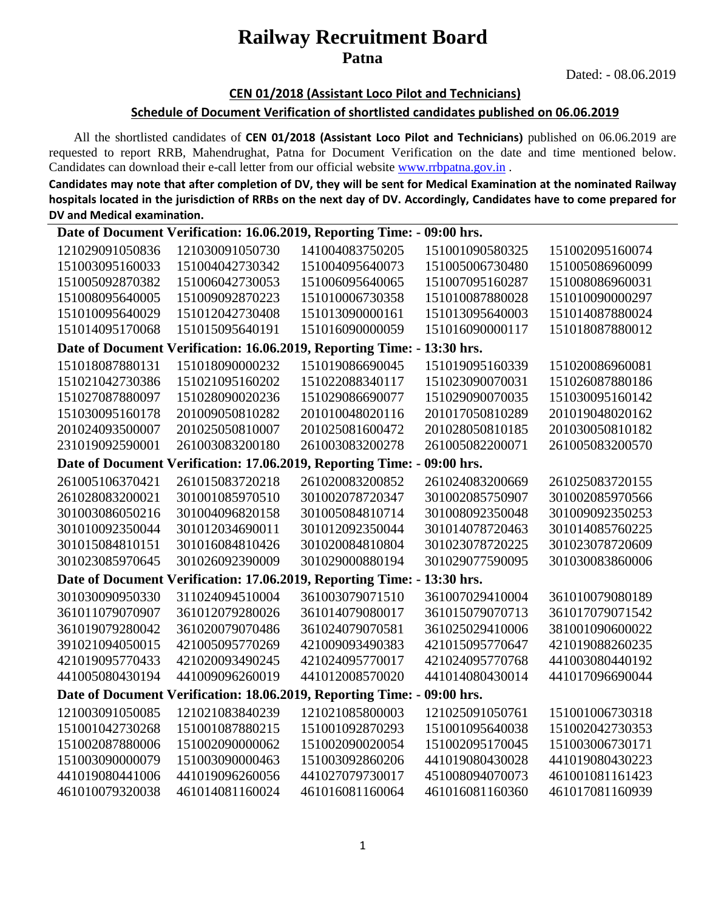# Railway Recruitment Board

## Patna

Dated: - 08.06.2019

### CEN 01/2018 (Assistant Loco Pilot and Technicians)

### Schedule of Document Verification of shortlisted candidates published on 06.06.2019

All the shortlisted candidates of **CEN 01/2018 (Assistant Loco Pilot and Technicians)** published on 06.06.2019 are requested to report RRB, Mahendrughat, Patna for Document Verification on the date and time mentioned below. Candidates can download their e-call letter from our official website [www.rrbpatna.gov.in](http://www.rrbpatna.gov.in) .

**Candidates may note that after completion of DV, they will be sent for Medical Examination at the nominated Railway hospitals located in the jurisdiction of RRBs on the next day of DV. Accordingly, Candidates have to come prepared for DV and Medical examination.**

**Date of Document Verification: 16.06.2019, Reporting Time: - 09:00 hrs.**

| | | | | |
|---|---|---|---|---|
| 121029091050836 | 121030091050730 | 141004083750205 | 151001090580325 | 151002095160074 |
| 151003095160033 | 151004042730342 | 151004095640073 | 151005006730480 | 151005086960099 |
| 151005092870382 | 151006042730053 | 151006095640065 | 151007095160287 | 151008086960031 |
| 151008095640005 | 151009092870223 | 151010006730358 | 151010087880028 | 151010090000297 |
| 151010095640029 | 151012042730408 | 151013090000161 | 151013095640003 | 151014087880024 |
| 151014095170068 | 151015095640191 | 151016090000059 | 151016090000117 | 151018087880012 |

**Date of Document Verification: 16.06.2019, Reporting Time: - 13:30 hrs.**

| | | | | |
|---|---|---|---|---|
| 151018087880131 | 151018090000232 | 151019086690045 | 151019095160339 | 151020086960081 |
| 151021042730386 | 151021095160202 | 151022088340117 | 151023090070031 | 151026087880186 |
| 151027087880097 | 151028090020236 | 151029086690077 | 151029090070035 | 151030095160142 |
| 151030095160178 | 201009050810282 | 201010048020116 | 201017050810289 | 201019048020162 |
| 201024093500007 | 201025050810007 | 201025081600472 | 201028050810185 | 201030050810182 |
| 231019092590001 | 261003083200180 | 261003083200278 | 261005082200071 | 261005083200570 |

**Date of Document Verification: 17.06.2019, Reporting Time: - 09:00 hrs.**

| | | | | |
|---|---|---|---|---|
| 261005106370421 | 261015083720218 | 261020083200852 | 261024083200669 | 261025083720155 |
| 261028083200021 | 301001085970510 | 301002078720347 | 301002085750907 | 301002085970566 |
| 301003086050216 | 301004096820158 | 301005084810714 | 301008092350048 | 301009092350253 |
| 301010092350044 | 301012034690011 | 301012092350044 | 301014078720463 | 301014085760225 |
| 301015084810151 | 301016084810426 | 301020084810804 | 301023078720225 | 301023078720609 |
| 301023085970645 | 301026092390009 | 301029000880194 | 301029077590095 | 301030083860006 |

**Date of Document Verification: 17.06.2019, Reporting Time: - 13:30 hrs.**

| | | | | |
|---|---|---|---|---|
| 301030090950330 | 311024094510004 | 361003079071510 | 361007029410004 | 361010079080189 |
| 361011079070907 | 361012079280026 | 361014079080017 | 361015079070713 | 361017079071542 |
| 361019079280042 | 361020079070486 | 361024079070581 | 361025029410006 | 381001090600022 |
| 391021094050015 | 421005095770269 | 421009093490383 | 421015095770647 | 421019088260235 |
| 421019095770433 | 421020093490245 | 421024095770017 | 421024095770768 | 441003080440192 |
| 441005080430194 | 441009096260019 | 441012008570020 | 441014080430014 | 441017096690044 |

**Date of Document Verification: 18.06.2019, Reporting Time: - 09:00 hrs.**

| | | | | |
|---|---|---|---|---|
| 121003091050085 | 121021083840239 | 121021085800003 | 121025091050761 | 151001006730318 |
| 151001042730268 | 151001087880215 | 151001092870293 | 151001095640038 | 151002042730353 |
| 151002087880006 | 151002090000062 | 151002090020054 | 151002095170045 | 151003006730171 |
| 151003090000079 | 151003090000463 | 151003092860206 | 441019080430028 | 441019080430223 |
| 441019080441006 | 441019096260056 | 441027079730017 | 451008094070073 | 461001081161423 |
| 461010079320038 | 461014081160024 | 461016081160064 | 461016081160360 | 461017081160939 |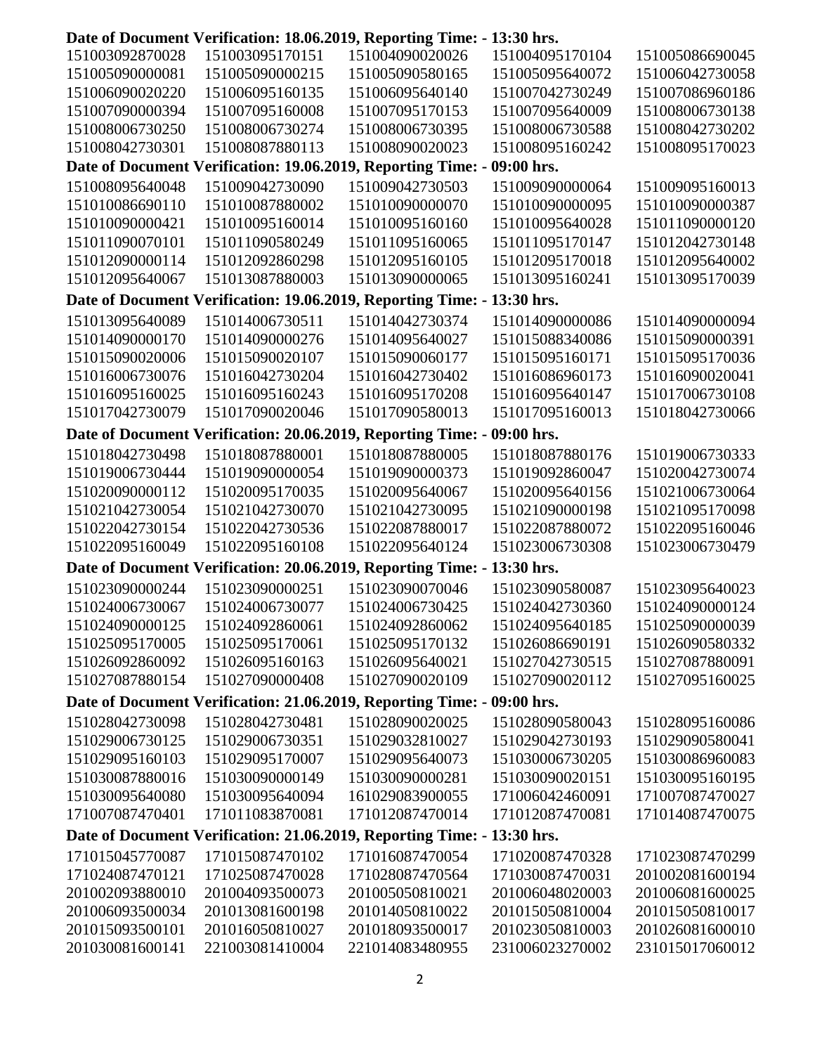**Date of Document Verification: 18.06.2019, Reporting Time: - 13:30 hrs.**

| | | | | |
|---|---|---|---|---|
| 151003092870028 | 151003095170151 | 151004090020026 | 151004095170104 | 151005086690045 |
| 151005090000081 | 151005090000215 | 151005090580165 | 151005095640072 | 151006042730058 |
| 151006090020220 | 151006095160135 | 151006095640140 | 151007042730249 | 151007086960186 |
| 151007090000394 | 151007095160008 | 151007095170153 | 151007095640009 | 151008006730138 |
| 151008006730250 | 151008006730274 | 151008006730395 | 151008006730588 | 151008042730202 |
| 151008042730301 | 151008087880113 | 151008090020023 | 151008095160242 | 151008095170023 |

**Date of Document Verification: 19.06.2019, Reporting Time: - 09:00 hrs.**

| | | | | |
|---|---|---|---|---|
| 151008095640048 | 151009042730090 | 151009042730503 | 151009090000064 | 151009095160013 |
| 151010086690110 | 151010087880002 | 151010090000070 | 151010090000095 | 151010090000387 |
| 151010090000421 | 151010095160014 | 151010095160160 | 151010095640028 | 151011090000120 |
| 151011090070101 | 151011090580249 | 151011095160065 | 151011095170147 | 151012042730148 |
| 151012090000114 | 151012092860298 | 151012095160105 | 151012095170018 | 151012095640002 |
| 151012095640067 | 151013087880003 | 151013090000065 | 151013095160241 | 151013095170039 |

**Date of Document Verification: 19.06.2019, Reporting Time: - 13:30 hrs.**

| | | | | |
|---|---|---|---|---|
| 151013095640089 | 151014006730511 | 151014042730374 | 151014090000086 | 151014090000094 |
| 151014090000170 | 151014090000276 | 151014095640027 | 151015088340086 | 151015090000391 |
| 151015090020006 | 151015090020107 | 151015090060177 | 151015095160171 | 151015095170036 |
| 151016006730076 | 151016042730204 | 151016042730402 | 151016086960173 | 151016090020041 |
| 151016095160025 | 151016095160243 | 151016095170208 | 151016095640147 | 151017006730108 |
| 151017042730079 | 151017090020046 | 151017090580013 | 151017095160013 | 151018042730066 |

**Date of Document Verification: 20.06.2019, Reporting Time: - 09:00 hrs.**

| | | | | |
|---|---|---|---|---|
| 151018042730498 | 151018087880001 | 151018087880005 | 151018087880176 | 151019006730333 |
| 151019006730444 | 151019090000054 | 151019090000373 | 151019092860047 | 151020042730074 |
| 151020090000112 | 151020095170035 | 151020095640067 | 151020095640156 | 151021006730064 |
| 151021042730054 | 151021042730070 | 151021042730095 | 151021090000198 | 151021095170098 |
| 151022042730154 | 151022042730536 | 151022087880017 | 151022087880072 | 151022095160046 |
| 151022095160049 | 151022095160108 | 151022095640124 | 151023006730308 | 151023006730479 |

**Date of Document Verification: 20.06.2019, Reporting Time: - 13:30 hrs.**

| | | | | |
|---|---|---|---|---|
| 151023090000244 | 151023090000251 | 151023090070046 | 151023090580087 | 151023095640023 |
| 151024006730067 | 151024006730077 | 151024006730425 | 151024042730360 | 151024090000124 |
| 151024090000125 | 151024092860061 | 151024092860062 | 151024095640185 | 151025090000039 |
| 151025095170005 | 151025095170061 | 151025095170132 | 151026086690191 | 151026090580332 |
| 151026092860092 | 151026095160163 | 151026095640021 | 151027042730515 | 151027087880091 |
| 151027087880154 | 151027090000408 | 151027090020109 | 151027090020112 | 151027095160025 |

**Date of Document Verification: 21.06.2019, Reporting Time: - 09:00 hrs.**

| | | | | |
|---|---|---|---|---|
| 151028042730098 | 151028042730481 | 151028090020025 | 151028090580043 | 151028095160086 |
| 151029006730125 | 151029006730351 | 151029032810027 | 151029042730193 | 151029090580041 |
| 151029095160103 | 151029095170007 | 151029095640073 | 151030006730205 | 151030086960083 |
| 151030087880016 | 151030090000149 | 151030090000281 | 151030090020151 | 151030095160195 |
| 151030095640080 | 151030095640094 | 161029083900055 | 171006042460091 | 171007087470027 |
| 171007087470401 | 171011083870081 | 171012087470014 | 171012087470081 | 171014087470075 |

**Date of Document Verification: 21.06.2019, Reporting Time: - 13:30 hrs.**

| | | | | |
|---|---|---|---|---|
| 171015045770087 | 171015087470102 | 171016087470054 | 171020087470328 | 171023087470299 |
| 171024087470121 | 171025087470028 | 171028087470564 | 171030087470031 | 201002081600194 |
| 201002093880010 | 201004093500073 | 201005050810021 | 201006048020003 | 201006081600025 |
| 201006093500034 | 201013081600198 | 201014050810022 | 201015050810004 | 201015050810017 |
| 201015093500101 | 201016050810027 | 201018093500017 | 201023050810003 | 201026081600010 |
| 201030081600141 | 221003081410004 | 221014083480955 | 231006023270002 | 231015017060012 |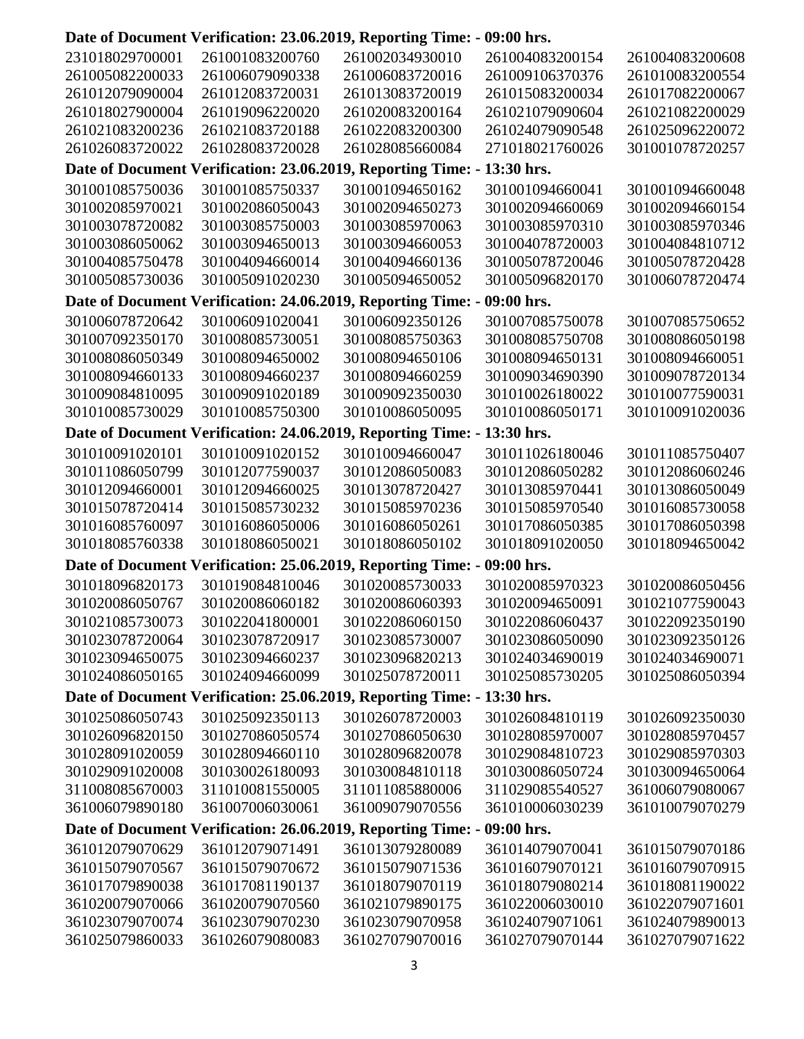**Date of Document Verification: 23.06.2019, Reporting Time: - 09:00 hrs.**

| | | | | |
|---|---|---|---|---|
| 231018029700001 | 261001083200760 | 261002034930010 | 261004083200154 | 261004083200608 |
| 261005082200033 | 261006079090338 | 261006083720016 | 261009106370376 | 261010083200554 |
| 261012079090004 | 261012083720031 | 261013083720019 | 261015083200034 | 261017082200067 |
| 261018027900004 | 261019096220020 | 261020083200164 | 261021079090604 | 261021082200029 |
| 261021083200236 | 261021083720188 | 261022083200300 | 261024079090548 | 261025096220072 |
| 261026083720022 | 261028083720028 | 261028085660084 | 271018021760026 | 301001078720257 |

**Date of Document Verification: 23.06.2019, Reporting Time: - 13:30 hrs.**

| | | | | |
|---|---|---|---|---|
| 301001085750036 | 301001085750337 | 301001094650162 | 301001094660041 | 301001094660048 |
| 301002085970021 | 301002086050043 | 301002094650273 | 301002094660069 | 301002094660154 |
| 301003078720082 | 301003085750003 | 301003085970063 | 301003085970310 | 301003085970346 |
| 301003086050062 | 301003094650013 | 301003094660053 | 301004078720003 | 301004084810712 |
| 301004085750478 | 301004094660014 | 301004094660136 | 301005078720046 | 301005078720428 |
| 301005085730036 | 301005091020230 | 301005094650052 | 301005096820170 | 301006078720474 |

**Date of Document Verification: 24.06.2019, Reporting Time: - 09:00 hrs.**

| | | | | |
|---|---|---|---|---|
| 301006078720642 | 301006091020041 | 301006092350126 | 301007085750078 | 301007085750652 |
| 301007092350170 | 301008085730051 | 301008085750363 | 301008085750708 | 301008086050198 |
| 301008086050349 | 301008094650002 | 301008094650106 | 301008094650131 | 301008094660051 |
| 301008094660133 | 301008094660237 | 301008094660259 | 301009034690390 | 301009078720134 |
| 301009084810095 | 301009091020189 | 301009092350030 | 301010026180022 | 301010077590031 |
| 301010085730029 | 301010085750300 | 301010086050095 | 301010086050171 | 301010091020036 |

**Date of Document Verification: 24.06.2019, Reporting Time: - 13:30 hrs.**

| | | | | |
|---|---|---|---|---|
| 301010091020101 | 301010091020152 | 301010094660047 | 301011026180046 | 301011085750407 |
| 301011086050799 | 301012077590037 | 301012086050083 | 301012086050282 | 301012086060246 |
| 301012094660001 | 301012094660025 | 301013078720427 | 301013085970441 | 301013086050049 |
| 301015078720414 | 301015085730232 | 301015085970236 | 301015085970540 | 301016085730058 |
| 301016085760097 | 301016086050006 | 301016086050261 | 301017086050385 | 301017086050398 |
| 301018085760338 | 301018086050021 | 301018086050102 | 301018091020050 | 301018094650042 |

**Date of Document Verification: 25.06.2019, Reporting Time: - 09:00 hrs.**

| | | | | |
|---|---|---|---|---|
| 301018096820173 | 301019084810046 | 301020085730033 | 301020085970323 | 301020086050456 |
| 301020086050767 | 301020086060182 | 301020086060393 | 301020094650091 | 301021077590043 |
| 301021085730073 | 301022041800001 | 301022086060150 | 301022086060437 | 301022092350190 |
| 301023078720064 | 301023078720917 | 301023085730007 | 301023086050090 | 301023092350126 |
| 301023094650075 | 301023094660237 | 301023096820213 | 301024034690019 | 301024034690071 |
| 301024086050165 | 301024094660099 | 301025078720011 | 301025085730205 | 301025086050394 |

**Date of Document Verification: 25.06.2019, Reporting Time: - 13:30 hrs.**

| | | | | |
|---|---|---|---|---|
| 301025086050743 | 301025092350113 | 301026078720003 | 301026084810119 | 301026092350030 |
| 301026096820150 | 301027086050574 | 301027086050630 | 301028085970007 | 301028085970457 |
| 301028091020059 | 301028094660110 | 301028096820078 | 301029084810723 | 301029085970303 |
| 301029091020008 | 301030026180093 | 301030084810118 | 301030086050724 | 301030094650064 |
| 311008085670003 | 311010081550005 | 311011085880006 | 311029085540527 | 361006079080067 |
| 361006079890180 | 361007006030061 | 361009079070556 | 361010006030239 | 361010079070279 |

**Date of Document Verification: 26.06.2019, Reporting Time: - 09:00 hrs.**

| | | | | |
|---|---|---|---|---|
| 361012079070629 | 361012079071491 | 361013079280089 | 361014079070041 | 361015079070186 |
| 361015079070567 | 361015079070672 | 361015079071536 | 361016079070121 | 361016079070915 |
| 361017079890038 | 361017081190137 | 361018079070119 | 361018079080214 | 361018081190022 |
| 361020079070066 | 361020079070560 | 361021079890175 | 361022006030010 | 361022079071601 |
| 361023079070074 | 361023079070230 | 361023079070958 | 361024079071061 | 361024079890013 |
| 361025079860033 | 361026079080083 | 361027079070016 | 361027079070144 | 361027079071622 |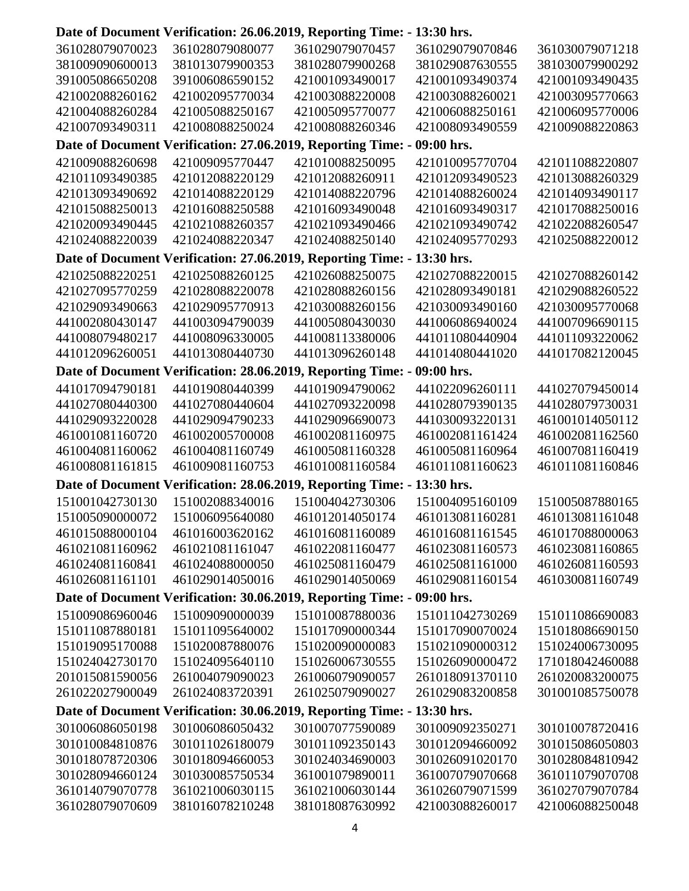**Date of Document Verification: 26.06.2019, Reporting Time: - 13:30 hrs.**

| | | | | |
|---|---|---|---|---|
| 361028079070023 | 361028079080077 | 361029079070457 | 361029079070846 | 361030079071218 |
| 381009090600013 | 381013079900353 | 381028079900268 | 381029087630555 | 381030079900292 |
| 391005086650208 | 391006086590152 | 421001093490017 | 421001093490374 | 421001093490435 |
| 421002088260162 | 421002095770034 | 421003088220008 | 421003088260021 | 421003095770663 |
| 421004088260284 | 421005088250167 | 421005095770077 | 421006088250161 | 421006095770006 |
| 421007093490311 | 421008088250024 | 421008088260346 | 421008093490559 | 421009088220863 |

**Date of Document Verification: 27.06.2019, Reporting Time: - 09:00 hrs.**

| | | | | |
|---|---|---|---|---|
| 421009088260698 | 421009095770447 | 421010088250095 | 421010095770704 | 421011088220807 |
| 421011093490385 | 421012088220129 | 421012088260911 | 421012093490523 | 421013088260329 |
| 421013093490692 | 421014088220129 | 421014088220796 | 421014088260024 | 421014093490117 |
| 421015088250013 | 421016088250588 | 421016093490048 | 421016093490317 | 421017088250016 |
| 421020093490445 | 421021088260357 | 421021093490466 | 421021093490742 | 421022088260547 |
| 421024088220039 | 421024088220347 | 421024088250140 | 421024095770293 | 421025088220012 |

**Date of Document Verification: 27.06.2019, Reporting Time: - 13:30 hrs.**

| | | | | |
|---|---|---|---|---|
| 421025088220251 | 421025088260125 | 421026088250075 | 421027088220015 | 421027088260142 |
| 421027095770259 | 421028088220078 | 421028088260156 | 421028093490181 | 421029088260522 |
| 421029093490663 | 421029095770913 | 421030088260156 | 421030093490160 | 421030095770068 |
| 441002080430147 | 441003094790039 | 441005080430030 | 441006086940024 | 441007096690115 |
| 441008079480217 | 441008096330005 | 441008113380006 | 441011080440904 | 441011093220062 |
| 441012096260051 | 441013080440730 | 441013096260148 | 441014080441020 | 441017082120045 |

**Date of Document Verification: 28.06.2019, Reporting Time: - 09:00 hrs.**

| | | | | |
|---|---|---|---|---|
| 441017094790181 | 441019080440399 | 441019094790062 | 441022096260111 | 441027079450014 |
| 441027080440300 | 441027080440604 | 441027093220098 | 441028079390135 | 441028079730031 |
| 441029093220028 | 441029094790233 | 441029096690073 | 441030093220131 | 461001014050112 |
| 461001081160720 | 461002005700008 | 461002081160975 | 461002081161424 | 461002081162560 |
| 461004081160062 | 461004081160749 | 461005081160328 | 461005081160964 | 461007081160419 |
| 461008081161815 | 461009081160753 | 461010081160584 | 461011081160623 | 461011081160846 |

**Date of Document Verification: 28.06.2019, Reporting Time: - 13:30 hrs.**

| | | | | |
|---|---|---|---|---|
| 151001042730130 | 151002088340016 | 151004042730306 | 151004095160109 | 151005087880165 |
| 151005090000072 | 151006095640080 | 461012014050174 | 461013081160281 | 461013081161048 |
| 461015088000104 | 461016003620162 | 461016081160089 | 461016081161545 | 461017088000063 |
| 461021081160962 | 461021081161047 | 461022081160477 | 461023081160573 | 461023081160865 |
| 461024081160841 | 461024088000050 | 461025081160479 | 461025081161000 | 461026081160593 |
| 461026081161101 | 461029014050016 | 461029014050069 | 461029081160154 | 461030081160749 |

**Date of Document Verification: 30.06.2019, Reporting Time: - 09:00 hrs.**

| | | | | |
|---|---|---|---|---|
| 151009086960046 | 151009090000039 | 151010087880036 | 151011042730269 | 151011086690083 |
| 151011087880181 | 151011095640002 | 151017090000344 | 151017090070024 | 151018086690150 |
| 151019095170088 | 151020087880076 | 151020090000083 | 151021090000312 | 151024006730095 |
| 151024042730170 | 151024095640110 | 151026006730555 | 151026090000472 | 171018042460088 |
| 201015081590056 | 261004079090023 | 261006079090057 | 261018091370110 | 261020083200075 |
| 261022027900049 | 261024083720391 | 261025079090027 | 261029083200858 | 301001085750078 |

**Date of Document Verification: 30.06.2019, Reporting Time: - 13:30 hrs.**

| | | | | |
|---|---|---|---|---|
| 301006086050198 | 301006086050432 | 301007077590089 | 301009092350271 | 301010078720416 |
| 301010084810876 | 301011026180079 | 301011092350143 | 301012094660092 | 301015086050803 |
| 301018078720306 | 301018094660053 | 301024034690003 | 301026091020170 | 301028084810942 |
| 301028094660124 | 301030085750534 | 361001079890011 | 361007079070668 | 361011079070708 |
| 361014079070778 | 361021006030115 | 361021006030144 | 361026079071599 | 361027079070784 |
| 361028079070609 | 381016078210248 | 381018087630992 | 421003088260017 | 421006088250048 |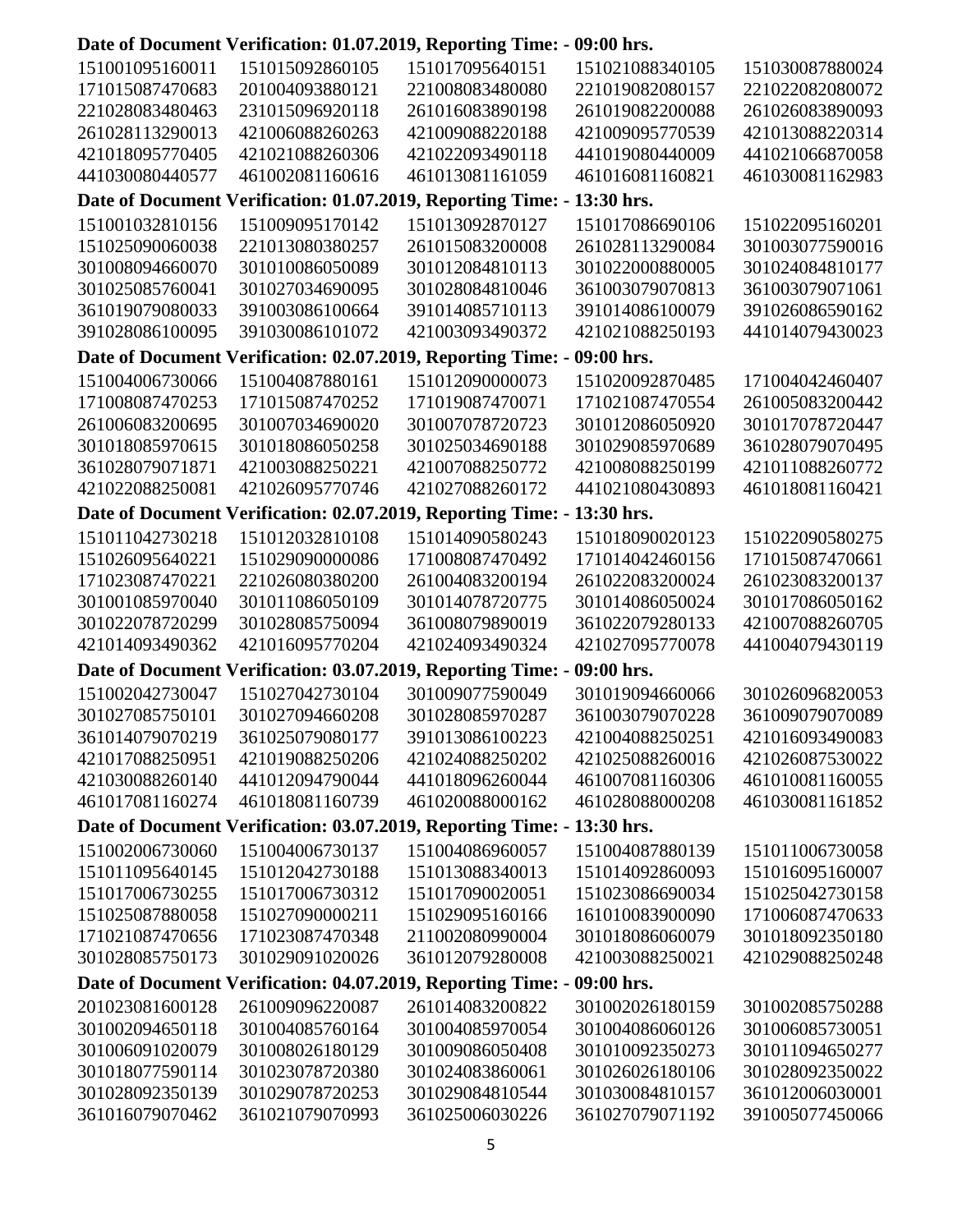**Date of Document Verification: 01.07.2019, Reporting Time: - 09:00 hrs.**

| | | | | |
|---|---|---|---|---|
| 151001095160011 | 151015092860105 | 151017095640151 | 151021088340105 | 151030087880024 |
| 171015087470683 | 201004093880121 | 221008083480080 | 221019082080157 | 221022082080072 |
| 221028083480463 | 231015096920118 | 261016083890198 | 261019082200088 | 261026083890093 |
| 261028113290013 | 421006088260263 | 421009088220188 | 421009095770539 | 421013088220314 |
| 421018095770405 | 421021088260306 | 421022093490118 | 441019080440009 | 441021066870058 |
| 441030080440577 | 461002081160616 | 461013081161059 | 461016081160821 | 461030081162983 |

**Date of Document Verification: 01.07.2019, Reporting Time: - 13:30 hrs.**

| | | | | |
|---|---|---|---|---|
| 151001032810156 | 151009095170142 | 151013092870127 | 151017086690106 | 151022095160201 |
| 151025090060038 | 221013080380257 | 261015083200008 | 261028113290084 | 301003077590016 |
| 301008094660070 | 301010086050089 | 301012084810113 | 301022000880005 | 301024084810177 |
| 301025085760041 | 301027034690095 | 301028084810046 | 361003079070813 | 361003079071061 |
| 361019079080033 | 391003086100664 | 391014085710113 | 391014086100079 | 391026086590162 |
| 391028086100095 | 391030086101072 | 421003093490372 | 421021088250193 | 441014079430023 |

**Date of Document Verification: 02.07.2019, Reporting Time: - 09:00 hrs.**

| | | | | |
|---|---|---|---|---|
| 151004006730066 | 151004087880161 | 151012090000073 | 151020092870485 | 171004042460407 |
| 171008087470253 | 171015087470252 | 171019087470071 | 171021087470554 | 261005083200442 |
| 261006083200695 | 301007034690020 | 301007078720723 | 301012086050920 | 301017078720447 |
| 301018085970615 | 301018086050258 | 301025034690188 | 301029085970689 | 361028079070495 |
| 361028079071871 | 421003088250221 | 421007088250772 | 421008088250199 | 421011088260772 |
| 421022088250081 | 421026095770746 | 421027088260172 | 441021080430893 | 461018081160421 |

**Date of Document Verification: 02.07.2019, Reporting Time: - 13:30 hrs.**

| | | | | |
|---|---|---|---|---|
| 151011042730218 | 151012032810108 | 151014090580243 | 151018090020123 | 151022090580275 |
| 151026095640221 | 151029090000086 | 171008087470492 | 171014042460156 | 171015087470661 |
| 171023087470221 | 221026080380200 | 261004083200194 | 261022083200024 | 261023083200137 |
| 301001085970040 | 301011086050109 | 301014078720775 | 301014086050024 | 301017086050162 |
| 301022078720299 | 301028085750094 | 361008079890019 | 361022079280133 | 421007088260705 |
| 421014093490362 | 421016095770204 | 421024093490324 | 421027095770078 | 441004079430119 |

**Date of Document Verification: 03.07.2019, Reporting Time: - 09:00 hrs.**

| | | | | |
|---|---|---|---|---|
| 151002042730047 | 151027042730104 | 301009077590049 | 301019094660066 | 301026096820053 |
| 301027085750101 | 301027094660208 | 301028085970287 | 361003079070228 | 361009079070089 |
| 361014079070219 | 361025079080177 | 391013086100223 | 421004088250251 | 421016093490083 |
| 421017088250951 | 421019088250206 | 421024088250202 | 421025088260016 | 421026087530022 |
| 421030088260140 | 441012094790044 | 441018096260044 | 461007081160306 | 461010081160055 |
| 461017081160274 | 461018081160739 | 461020088000162 | 461028088000208 | 461030081161852 |

**Date of Document Verification: 03.07.2019, Reporting Time: - 13:30 hrs.**

| | | | | |
|---|---|---|---|---|
| 151002006730060 | 151004006730137 | 151004086960057 | 151004087880139 | 151011006730058 |
| 151011095640145 | 151012042730188 | 151013088340013 | 151014092860093 | 151016095160007 |
| 151017006730255 | 151017006730312 | 151017090020051 | 151023086690034 | 151025042730158 |
| 151025087880058 | 151027090000211 | 151029095160166 | 161010083900090 | 171006087470633 |
| 171021087470656 | 171023087470348 | 211002080990004 | 301018086060079 | 301018092350180 |
| 301028085750173 | 301029091020026 | 361012079280008 | 421003088250021 | 421029088250248 |

**Date of Document Verification: 04.07.2019, Reporting Time: - 09:00 hrs.**

| | | | | |
|---|---|---|---|---|
| 201023081600128 | 261009096220087 | 261014083200822 | 301002026180159 | 301002085750288 |
| 301002094650118 | 301004085760164 | 301004085970054 | 301004086060126 | 301006085730051 |
| 301006091020079 | 301008026180129 | 301009086050408 | 301010092350273 | 301011094650277 |
| 301018077590114 | 301023078720380 | 301024083860061 | 301026026180106 | 301028092350022 |
| 301028092350139 | 301029078720253 | 301029084810544 | 301030084810157 | 361012006030001 |
| 361016079070462 | 361021079070993 | 361025006030226 | 361027079071192 | 391005077450066 |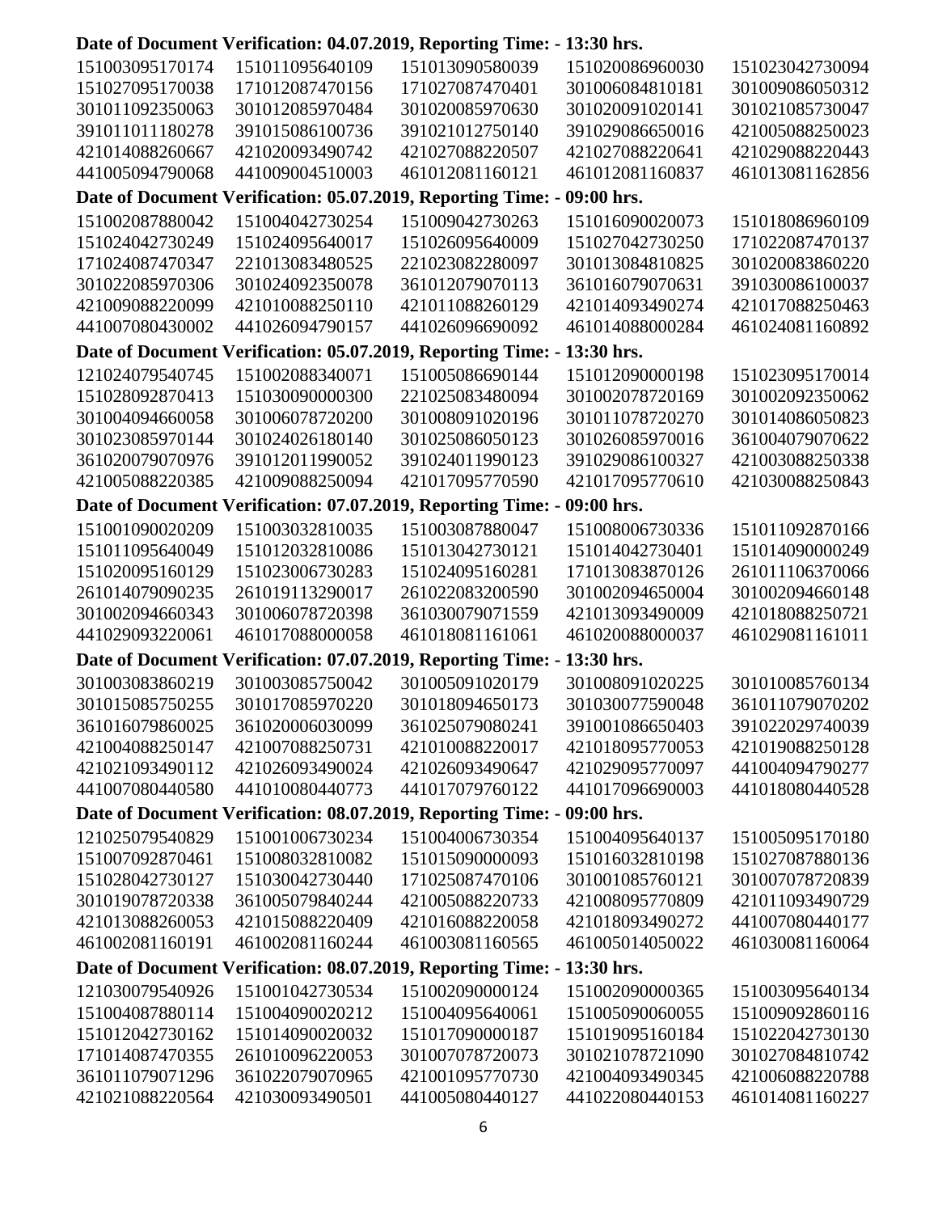**Date of Document Verification: 04.07.2019, Reporting Time: - 13:30 hrs.**

| | | | | |
|---|---|---|---|---|
| 151003095170174 | 151011095640109 | 151013090580039 | 151020086960030 | 151023042730094 |
| 151027095170038 | 171012087470156 | 171027087470401 | 301006084810181 | 301009086050312 |
| 301011092350063 | 301012085970484 | 301020085970630 | 301020091020141 | 301021085730047 |
| 391011011180278 | 391015086100736 | 391021012750140 | 391029086650016 | 421005088250023 |
| 421014088260667 | 421020093490742 | 421027088220507 | 421027088220641 | 421029088220443 |
| 441005094790068 | 441009004510003 | 461012081160121 | 461012081160837 | 461013081162856 |

**Date of Document Verification: 05.07.2019, Reporting Time: - 09:00 hrs.**

| | | | | |
|---|---|---|---|---|
| 151002087880042 | 151004042730254 | 151009042730263 | 151016090020073 | 151018086960109 |
| 151024042730249 | 151024095640017 | 151026095640009 | 151027042730250 | 171022087470137 |
| 171024087470347 | 221013083480525 | 221023082280097 | 301013084810825 | 301020083860220 |
| 301022085970306 | 301024092350078 | 361012079070113 | 361016079070631 | 391030086100037 |
| 421009088220099 | 421010088250110 | 421011088260129 | 421014093490274 | 421017088250463 |
| 441007080430002 | 441026094790157 | 441026096690092 | 461014088000284 | 461024081160892 |

**Date of Document Verification: 05.07.2019, Reporting Time: - 13:30 hrs.**

| | | | | |
|---|---|---|---|---|
| 121024079540745 | 151002088340071 | 151005086690144 | 151012090000198 | 151023095170014 |
| 151028092870413 | 151030090000300 | 221025083480094 | 301002078720169 | 301002092350062 |
| 301004094660058 | 301006078720200 | 301008091020196 | 301011078720270 | 301014086050823 |
| 301023085970144 | 301024026180140 | 301025086050123 | 301026085970016 | 361004079070622 |
| 361020079070976 | 391012011990052 | 391024011990123 | 391029086100327 | 421003088250338 |
| 421005088220385 | 421009088250094 | 421017095770590 | 421017095770610 | 421030088250843 |

**Date of Document Verification: 07.07.2019, Reporting Time: - 09:00 hrs.**

| | | | | |
|---|---|---|---|---|
| 151001090020209 | 151003032810035 | 151003087880047 | 151008006730336 | 151011092870166 |
| 151011095640049 | 151012032810086 | 151013042730121 | 151014042730401 | 151014090000249 |
| 151020095160129 | 151023006730283 | 151024095160281 | 171013083870126 | 261011106370066 |
| 261014079090235 | 261019113290017 | 261022083200590 | 301002094650004 | 301002094660148 |
| 301002094660343 | 301006078720398 | 361030079071559 | 421013093490009 | 421018088250721 |
| 441029093220061 | 461017088000058 | 461018081161061 | 461020088000037 | 461029081161011 |

**Date of Document Verification: 07.07.2019, Reporting Time: - 13:30 hrs.**

| | | | | |
|---|---|---|---|---|
| 301003083860219 | 301003085750042 | 301005091020179 | 301008091020225 | 301010085760134 |
| 301015085750255 | 301017085970220 | 301018094650173 | 301030077590048 | 361011079070202 |
| 361016079860025 | 361020006030099 | 361025079080241 | 391001086650403 | 391022029740039 |
| 421004088250147 | 421007088250731 | 421010088220017 | 421018095770053 | 421019088250128 |
| 421021093490112 | 421026093490024 | 421026093490647 | 421029095770097 | 441004094790277 |
| 441007080440580 | 441010080440773 | 441017079760122 | 441017096690003 | 441018080440528 |

**Date of Document Verification: 08.07.2019, Reporting Time: - 09:00 hrs.**

| | | | | |
|---|---|---|---|---|
| 121025079540829 | 151001006730234 | 151004006730354 | 151004095640137 | 151005095170180 |
| 151007092870461 | 151008032810082 | 151015090000093 | 151016032810198 | 151027087880136 |
| 151028042730127 | 151030042730440 | 171025087470106 | 301001085760121 | 301007078720839 |
| 301019078720338 | 361005079840244 | 421005088220733 | 421008095770809 | 421011093490729 |
| 421013088260053 | 421015088220409 | 421016088220058 | 421018093490272 | 441007080440177 |
| 461002081160191 | 461002081160244 | 461003081160565 | 461005014050022 | 461030081160064 |

**Date of Document Verification: 08.07.2019, Reporting Time: - 13:30 hrs.**

| | | | | |
|---|---|---|---|---|
| 121030079540926 | 151001042730534 | 151002090000124 | 151002090000365 | 151003095640134 |
| 151004087880114 | 151004090020212 | 151004095640061 | 151005090060055 | 151009092860116 |
| 151012042730162 | 151014090020032 | 151017090000187 | 151019095160184 | 151022042730130 |
| 171014087470355 | 261010096220053 | 301007078720073 | 301021078721090 | 301027084810742 |
| 361011079071296 | 361022079070965 | 421001095770730 | 421004093490345 | 421006088220788 |
| 421021088220564 | 421030093490501 | 441005080440127 | 441022080440153 | 461014081160227 |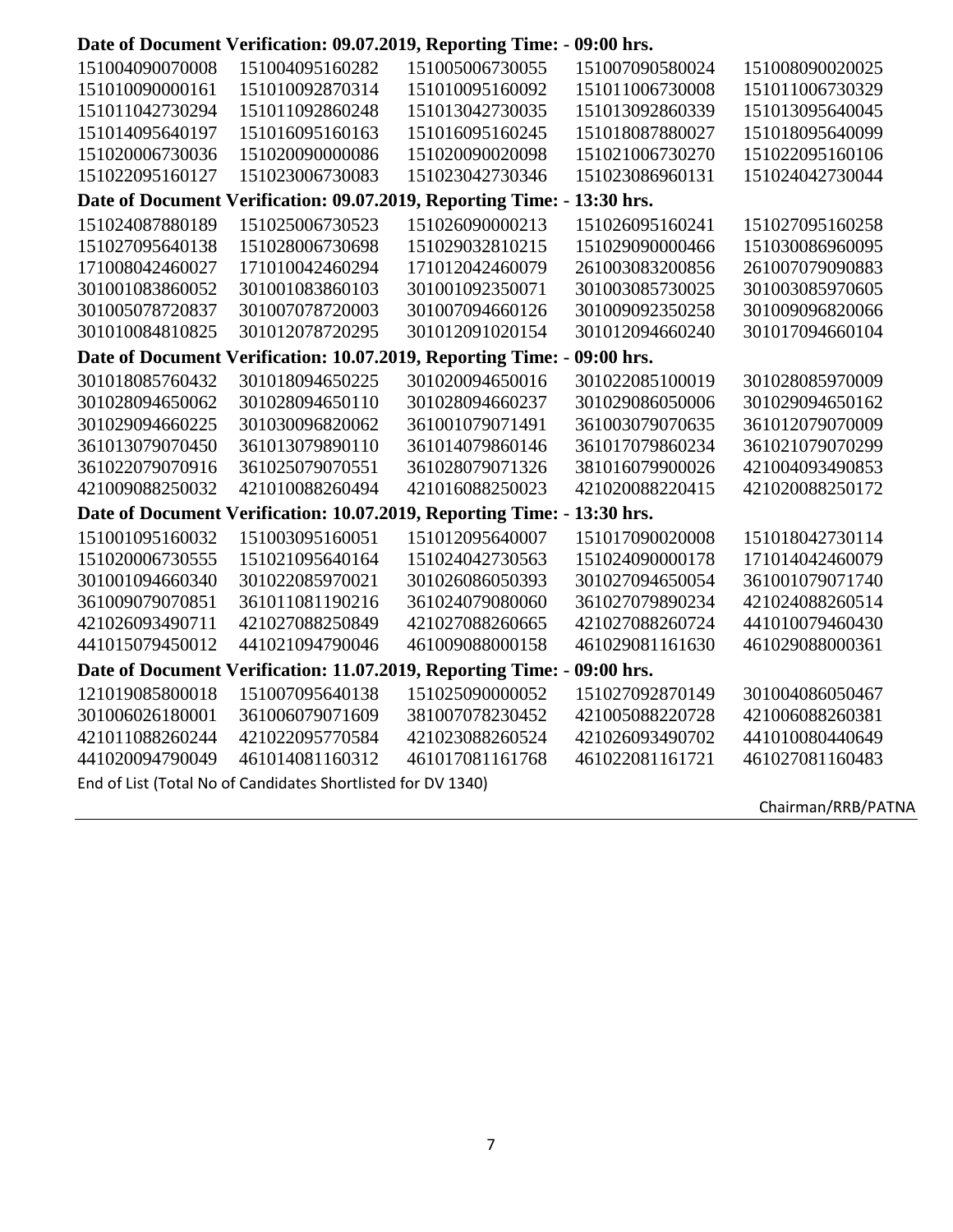**Date of Document Verification: 09.07.2019, Reporting Time: - 09:00 hrs.**

| | | | | |
|---|---|---|---|---|
| 151004090070008 | 151004095160282 | 151005006730055 | 151007090580024 | 151008090020025 |
| 151010090000161 | 151010092870314 | 151010095160092 | 151011006730008 | 151011006730329 |
| 151011042730294 | 151011092860248 | 151013042730035 | 151013092860339 | 151013095640045 |
| 151014095640197 | 151016095160163 | 151016095160245 | 151018087880027 | 151018095640099 |
| 151020006730036 | 151020090000086 | 151020090020098 | 151021006730270 | 151022095160106 |
| 151022095160127 | 151023006730083 | 151023042730346 | 151023086960131 | 151024042730044 |

**Date of Document Verification: 09.07.2019, Reporting Time: - 13:30 hrs.**

| | | | | |
|---|---|---|---|---|
| 151024087880189 | 151025006730523 | 151026090000213 | 151026095160241 | 151027095160258 |
| 151027095640138 | 151028006730698 | 151029032810215 | 151029090000466 | 151030086960095 |
| 171008042460027 | 171010042460294 | 171012042460079 | 261003083200856 | 261007079090883 |
| 301001083860052 | 301001083860103 | 301001092350071 | 301003085730025 | 301003085970605 |
| 301005078720837 | 301007078720003 | 301007094660126 | 301009092350258 | 301009096820066 |
| 301010084810825 | 301012078720295 | 301012091020154 | 301012094660240 | 301017094660104 |

**Date of Document Verification: 10.07.2019, Reporting Time: - 09:00 hrs.**

| | | | | |
|---|---|---|---|---|
| 301018085760432 | 301018094650225 | 301020094650016 | 301022085100019 | 301028085970009 |
| 301028094650062 | 301028094650110 | 301028094660237 | 301029086050006 | 301029094650162 |
| 301029094660225 | 301030096820062 | 361001079071491 | 361003079070635 | 361012079070009 |
| 361013079070450 | 361013079890110 | 361014079860146 | 361017079860234 | 361021079070299 |
| 361022079070916 | 361025079070551 | 361028079071326 | 381016079900026 | 421004093490853 |
| 421009088250032 | 421010088260494 | 421016088250023 | 421020088220415 | 421020088250172 |

**Date of Document Verification: 10.07.2019, Reporting Time: - 13:30 hrs.**

| | | | | |
|---|---|---|---|---|
| 151001095160032 | 151003095160051 | 151012095640007 | 151017090020008 | 151018042730114 |
| 151020006730555 | 151021095640164 | 151024042730563 | 151024090000178 | 171014042460079 |
| 301001094660340 | 301022085970021 | 301026086050393 | 301027094650054 | 361001079071740 |
| 361009079070851 | 361011081190216 | 361024079080060 | 361027079890234 | 421024088260514 |
| 421026093490711 | 421027088250849 | 421027088260665 | 421027088260724 | 441010079460430 |
| 441015079450012 | 441021094790046 | 461009088000158 | 461029081161630 | 461029088000361 |

**Date of Document Verification: 11.07.2019, Reporting Time: - 09:00 hrs.**

| | | | | |
|---|---|---|---|---|
| 121019085800018 | 151007095640138 | 151025090000052 | 151027092870149 | 301004086050467 |
| 301006026180001 | 361006079071609 | 381007078230452 | 421005088220728 | 421006088260381 |
| 421011088260244 | 421022095770584 | 421023088260524 | 421026093490702 | 441010080440649 |
| 441020094790049 | 461014081160312 | 461017081161768 | 461022081161721 | 461027081160483 |

End of List (Total No of Candidates Shortlisted for DV 1340)

Chairman/RRB/PATNA